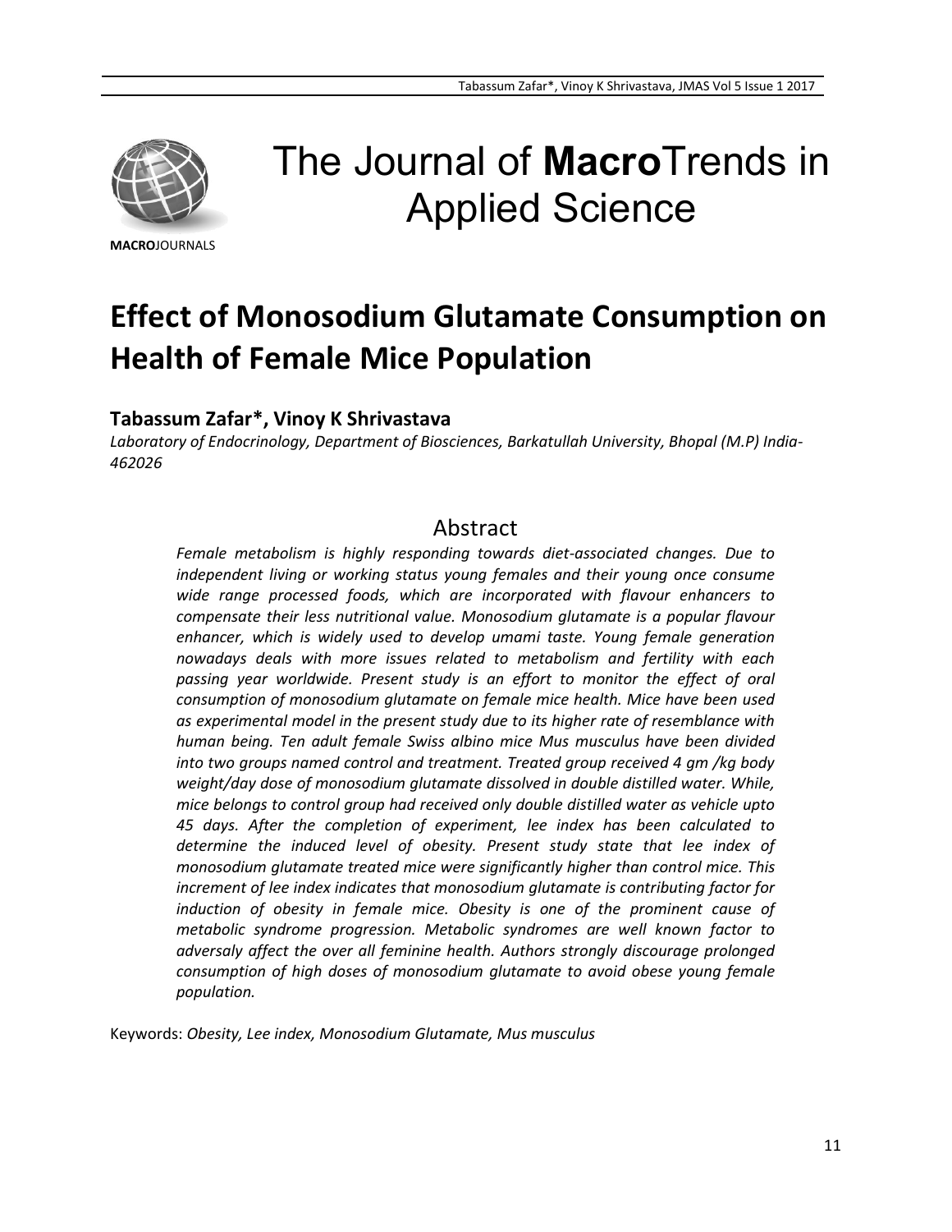# The Journal of **Macro**Trends in Applied Science

**MACRO**JOURNALS

# Effect of Monosodium Glutamate Consumption on Health of Female Mice Population

**Tabassum Zafar*, Vinoy K Shrivastava**

*Laboratory of Endocrinology, Department of Biosciences, Barkatullah University, Bhopal (M.P) India-462026*

## Abstract

*Female metabolism is highly responding towards diet-associated changes. Due to independent living or working status young females and their young once consume wide range processed foods, which are incorporated with flavour enhancers to compensate their less nutritional value. Monosodium glutamate is a popular flavour enhancer, which is widely used to develop umami taste. Young female generation nowadays deals with more issues related to metabolism and fertility with each passing year worldwide. Present study is an effort to monitor the effect of oral consumption of monosodium glutamate on female mice health. Mice have been used as experimental model in the present study due to its higher rate of resemblance with human being. Ten adult female Swiss albino mice Mus musculus have been divided into two groups named control and treatment. Treated group received 4 gm /kg body weight/day dose of monosodium glutamate dissolved in double distilled water. While, mice belongs to control group had received only double distilled water as vehicle upto 45 days. After the completion of experiment, lee index has been calculated to determine the induced level of obesity. Present study state that lee index of monosodium glutamate treated mice were significantly higher than control mice. This increment of lee index indicates that monosodium glutamate is contributing factor for induction of obesity in female mice. Obesity is one of the prominent cause of metabolic syndrome progression. Metabolic syndromes are well known factor to adversaly affect the over all feminine health. Authors strongly discourage prolonged consumption of high doses of monosodium glutamate to avoid obese young female population.*

Keywords: *Obesity, Lee index, Monosodium Glutamate, Mus musculus*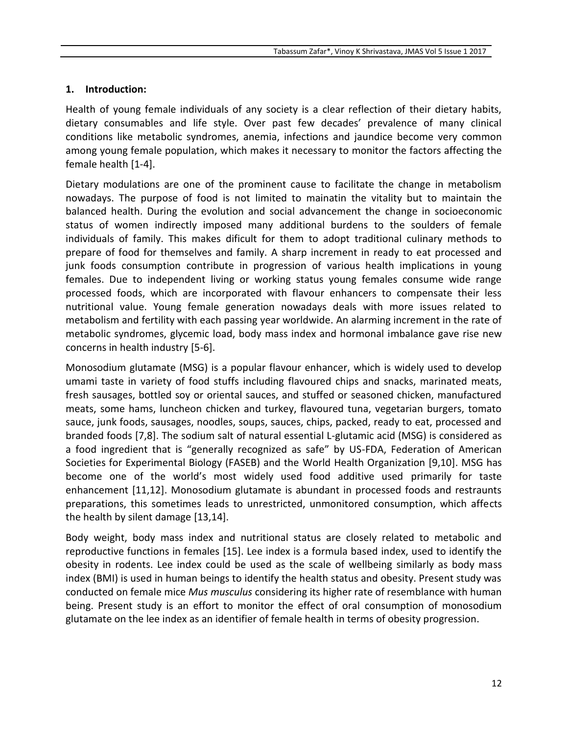## 1. Introduction:

Health of young female individuals of any society is a clear reflection of their dietary habits, dietary consumables and life style. Over past few decades' prevalence of many clinical conditions like metabolic syndromes, anemia, infections and jaundice become very common among young female population, which makes it necessary to monitor the factors affecting the female health [1-4].

Dietary modulations are one of the prominent cause to facilitate the change in metabolism nowadays. The purpose of food is not limited to mainatin the vitality but to maintain the balanced health. During the evolution and social advancement the change in socioeconomic status of women indirectly imposed many additional burdens to the soulders of female individuals of family. This makes dificult for them to adopt traditional culinary methods to prepare of food for themselves and family. A sharp increment in ready to eat processed and junk foods consumption contribute in progression of various health implications in young females. Due to independent living or working status young females consume wide range processed foods, which are incorporated with flavour enhancers to compensate their less nutritional value. Young female generation nowadays deals with more issues related to metabolism and fertility with each passing year worldwide. An alarming increment in the rate of metabolic syndromes, glycemic load, body mass index and hormonal imbalance gave rise new concerns in health industry [5-6].

Monosodium glutamate (MSG) is a popular flavour enhancer, which is widely used to develop umami taste in variety of food stuffs including flavoured chips and snacks, marinated meats, fresh sausages, bottled soy or oriental sauces, and stuffed or seasoned chicken, manufactured meats, some hams, luncheon chicken and turkey, flavoured tuna, vegetarian burgers, tomato sauce, junk foods, sausages, noodles, soups, sauces, chips, packed, ready to eat, processed and branded foods [7,8]. The sodium salt of natural essential L-glutamic acid (MSG) is considered as a food ingredient that is "generally recognized as safe" by US-FDA, Federation of American Societies for Experimental Biology (FASEB) and the World Health Organization [9,10]. MSG has become one of the world's most widely used food additive used primarily for taste enhancement [11,12]. Monosodium glutamate is abundant in processed foods and restraunts preparations, this sometimes leads to unrestricted, unmonitored consumption, which affects the health by silent damage [13,14].

Body weight, body mass index and nutritional status are closely related to metabolic and reproductive functions in females [15]. Lee index is a formula based index, used to identify the obesity in rodents. Lee index could be used as the scale of wellbeing similarly as body mass index (BMI) is used in human beings to identify the health status and obesity. Present study was conducted on female mice *Mus musculus* considering its higher rate of resemblance with human being. Present study is an effort to monitor the effect of oral consumption of monosodium glutamate on the lee index as an identifier of female health in terms of obesity progression.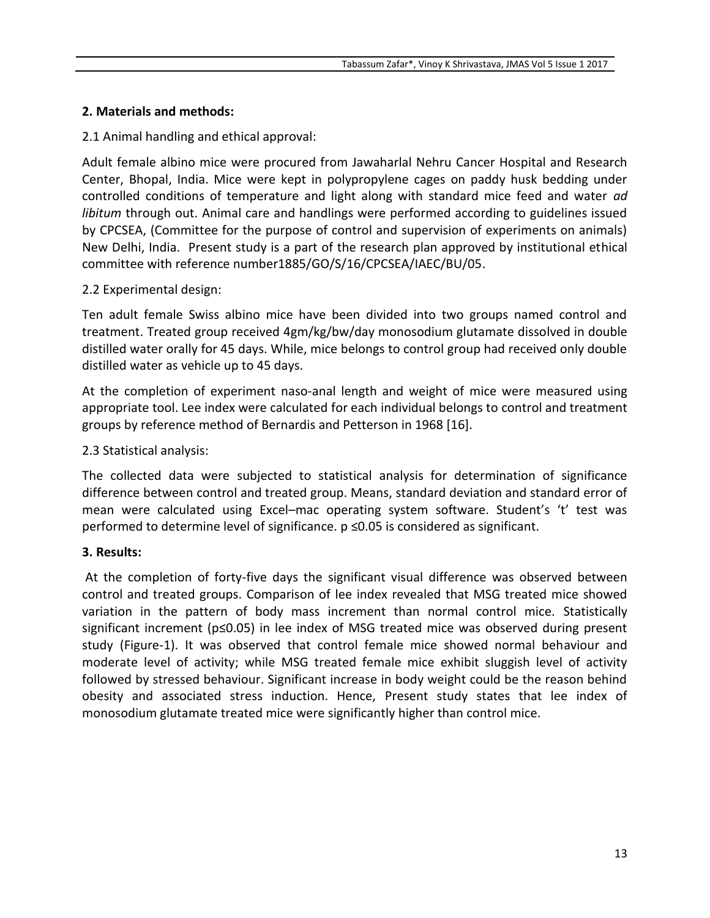## 2. Materials and methods:

2.1 Animal handling and ethical approval:

Adult female albino mice were procured from Jawaharlal Nehru Cancer Hospital and Research Center, Bhopal, India. Mice were kept in polypropylene cages on paddy husk bedding under controlled conditions of temperature and light along with standard mice feed and water *ad libitum* through out. Animal care and handlings were performed according to guidelines issued by CPCSEA, (Committee for the purpose of control and supervision of experiments on animals) New Delhi, India. Present study is a part of the research plan approved by institutional ethical committee with reference number1885/GO/S/16/CPCSEA/IAEC/BU/05.

2.2 Experimental design:

Ten adult female Swiss albino mice have been divided into two groups named control and treatment. Treated group received 4gm/kg/bw/day monosodium glutamate dissolved in double distilled water orally for 45 days. While, mice belongs to control group had received only double distilled water as vehicle up to 45 days.

At the completion of experiment naso-anal length and weight of mice were measured using appropriate tool. Lee index were calculated for each individual belongs to control and treatment groups by reference method of Bernardis and Petterson in 1968 [16].

2.3 Statistical analysis:

The collected data were subjected to statistical analysis for determination of significance difference between control and treated group. Means, standard deviation and standard error of mean were calculated using Excel–mac operating system software. Student's 't' test was performed to determine level of significance. $p \leq 0.05$ is considered as significant.

## 3. Results:

At the completion of forty-five days the significant visual difference was observed between control and treated groups. Comparison of lee index revealed that MSG treated mice showed variation in the pattern of body mass increment than normal control mice. Statistically significant increment ($p \leq 0.05$) in lee index of MSG treated mice was observed during present study (Figure-1). It was observed that control female mice showed normal behaviour and moderate level of activity; while MSG treated female mice exhibit sluggish level of activity followed by stressed behaviour. Significant increase in body weight could be the reason behind obesity and associated stress induction. Hence, Present study states that lee index of monosodium glutamate treated mice were significantly higher than control mice.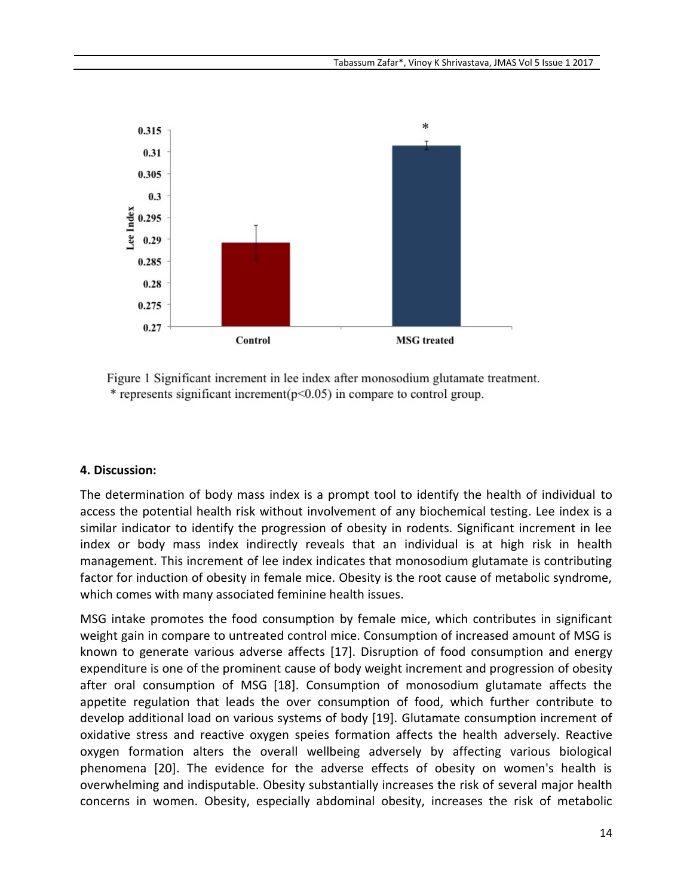Figure 1 Significant increment in lee index after monosodium glutamate treatment.
* represents significant increment($p<0.05$) in compare to control group.

**4. Discussion:**

The determination of body mass index is a prompt tool to identify the health of individual to access the potential health risk without involvement of any biochemical testing. Lee index is a similar indicator to identify the progression of obesity in rodents. Significant increment in lee index or body mass index indirectly reveals that an individual is at high risk in health management. This increment of lee index indicates that monosodium glutamate is contributing factor for induction of obesity in female mice. Obesity is the root cause of metabolic syndrome, which comes with many associated feminine health issues.

MSG intake promotes the food consumption by female mice, which contributes in significant weight gain in compare to untreated control mice. Consumption of increased amount of MSG is known to generate various adverse affects [17]. Disruption of food consumption and energy expenditure is one of the prominent cause of body weight increment and progression of obesity after oral consumption of MSG [18]. Consumption of monosodium glutamate affects the appetite regulation that leads the over consumption of food, which further contribute to develop additional load on various systems of body [19]. Glutamate consumption increment of oxidative stress and reactive oxygen speies formation affects the health adversely. Reactive oxygen formation alters the overall wellbeing adversely by affecting various biological phenomena [20]. The evidence for the adverse effects of obesity on women's health is overwhelming and indisputable. Obesity substantially increases the risk of several major health concerns in women. Obesity, especially abdominal obesity, increases the risk of metabolic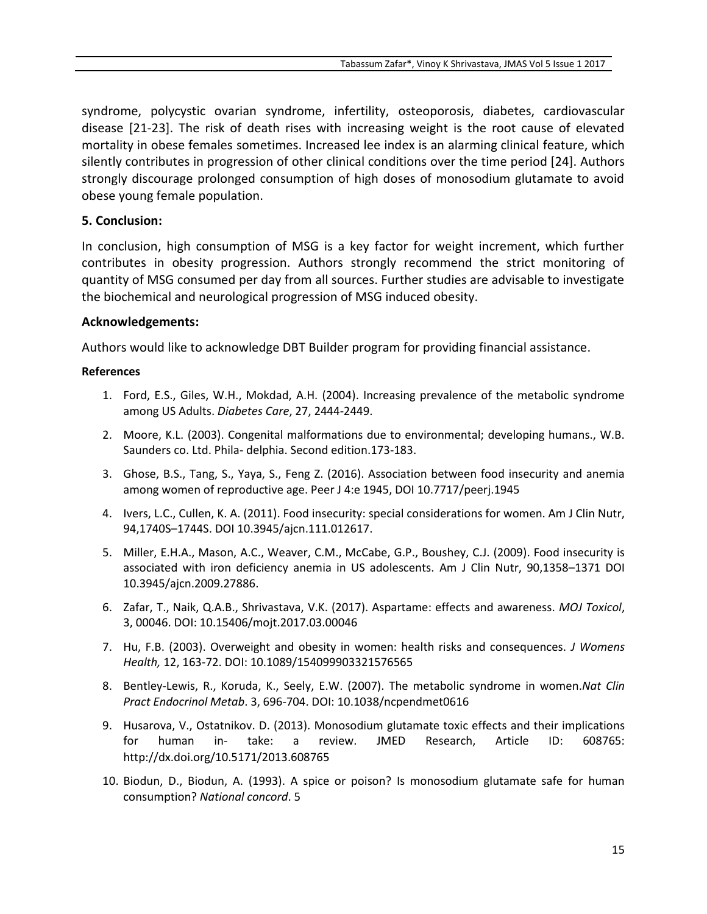syndrome, polycystic ovarian syndrome, infertility, osteoporosis, diabetes, cardiovascular disease [21-23]. The risk of death rises with increasing weight is the root cause of elevated mortality in obese females sometimes. Increased lee index is an alarming clinical feature, which silently contributes in progression of other clinical conditions over the time period [24]. Authors strongly discourage prolonged consumption of high doses of monosodium glutamate to avoid obese young female population.

### 5. Conclusion:

In conclusion, high consumption of MSG is a key factor for weight increment, which further contributes in obesity progression. Authors strongly recommend the strict monitoring of quantity of MSG consumed per day from all sources. Further studies are advisable to investigate the biochemical and neurological progression of MSG induced obesity.

### Acknowledgements:

Authors would like to acknowledge DBT Builder program for providing financial assistance.

### References

1. Ford, E.S., Giles, W.H., Mokdad, A.H. (2004). Increasing prevalence of the metabolic syndrome among US Adults. *Diabetes Care*, 27, 2444-2449.
2. Moore, K.L. (2003). Congenital malformations due to environmental; developing humans., W.B. Saunders co. Ltd. Phila- delphia. Second edition.173-183.
3. Ghose, B.S., Tang, S., Yaya, S., Feng Z. (2016). Association between food insecurity and anemia among women of reproductive age. Peer J 4:e 1945, DOI 10.7717/peerj.1945
4. Ivers, L.C., Cullen, K. A. (2011). Food insecurity: special considerations for women. Am J Clin Nutr, 94,1740S–1744S. DOI 10.3945/ajcn.111.012617.
5. Miller, E.H.A., Mason, A.C., Weaver, C.M., McCabe, G.P., Boushey, C.J. (2009). Food insecurity is associated with iron deficiency anemia in US adolescents. Am J Clin Nutr, 90,1358–1371 DOI 10.3945/ajcn.2009.27886.
6. Zafar, T., Naik, Q.A.B., Shrivastava, V.K. (2017). Aspartame: effects and awareness. *MOJ Toxicol*, 3, 00046. DOI: 10.15406/mojt.2017.03.00046
7. Hu, F.B. (2003). Overweight and obesity in women: health risks and consequences. *J Womens Health,* 12, 163-72. DOI: 10.1089/154099903321576565
8. Bentley-Lewis, R., Koruda, K., Seely, E.W. (2007). The metabolic syndrome in women.*Nat Clin Pract Endocrinol Metab*. 3, 696-704. DOI: 10.1038/ncpendmet0616
9. Husarova, V., Ostatnikov. D. (2013). Monosodium glutamate toxic effects and their implications for human in- take: a review. JMED Research, Article ID: 608765: http://dx.doi.org/10.5171/2013.608765
10. Biodun, D., Biodun, A. (1993). A spice or poison? Is monosodium glutamate safe for human consumption? *National concord*. 5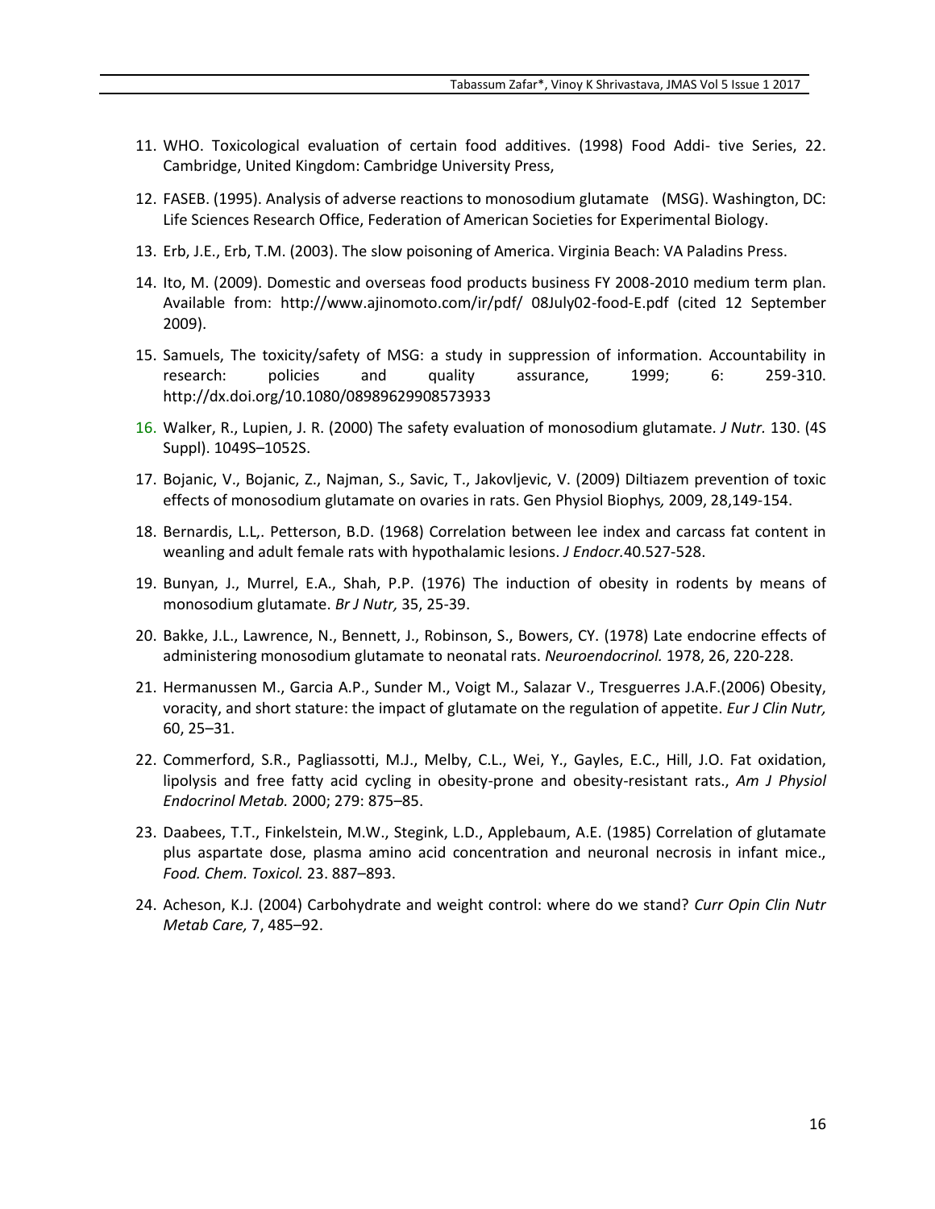11. WHO. Toxicological evaluation of certain food additives. (1998) Food Addi- tive Series, 22. Cambridge, United Kingdom: Cambridge University Press,

12. FASEB. (1995). Analysis of adverse reactions to monosodium glutamate (MSG). Washington, DC: Life Sciences Research Office, Federation of American Societies for Experimental Biology.

13. Erb, J.E., Erb, T.M. (2003). The slow poisoning of America. Virginia Beach: VA Paladins Press.

14. Ito, M. (2009). Domestic and overseas food products business FY 2008-2010 medium term plan. Available from: http://www.ajinomoto.com/ir/pdf/ 08July02-food-E.pdf (cited 12 September 2009).

15. Samuels, The toxicity/safety of MSG: a study in suppression of information. Accountability in research: policies and quality assurance, 1999; 6: 259-310. http://dx.doi.org/10.1080/08989629908573933

16. Walker, R., Lupien, J. R. (2000) The safety evaluation of monosodium glutamate. *J Nutr.* 130. (4S Suppl). 1049S–1052S.

17. Bojanic, V., Bojanic, Z., Najman, S., Savic, T., Jakovljevic, V. (2009) Diltiazem prevention of toxic effects of monosodium glutamate on ovaries in rats. Gen Physiol Biophys*,* 2009, 28,149-154.

18. Bernardis, L.L,. Petterson, B.D. (1968) Correlation between lee index and carcass fat content in weanling and adult female rats with hypothalamic lesions. *J Endocr.*40.527-528.

19. Bunyan, J., Murrel, E.A., Shah, P.P. (1976) The induction of obesity in rodents by means of monosodium glutamate. *Br J Nutr,* 35, 25-39.

20. Bakke, J.L., Lawrence, N., Bennett, J., Robinson, S., Bowers, CY. (1978) Late endocrine effects of administering monosodium glutamate to neonatal rats. *Neuroendocrinol.* 1978, 26, 220-228.

21. Hermanussen M., Garcia A.P., Sunder M., Voigt M., Salazar V., Tresguerres J.A.F.(2006) Obesity, voracity, and short stature: the impact of glutamate on the regulation of appetite. *Eur J Clin Nutr,* 60, 25–31.

22. Commerford, S.R., Pagliassotti, M.J., Melby, C.L., Wei, Y., Gayles, E.C., Hill, J.O. Fat oxidation, lipolysis and free fatty acid cycling in obesity-prone and obesity-resistant rats., *Am J Physiol Endocrinol Metab.* 2000; 279: 875–85.

23. Daabees, T.T., Finkelstein, M.W., Stegink, L.D., Applebaum, A.E. (1985) Correlation of glutamate plus aspartate dose, plasma amino acid concentration and neuronal necrosis in infant mice., *Food. Chem. Toxicol.* 23. 887–893.

24. Acheson, K.J. (2004) Carbohydrate and weight control: where do we stand? *Curr Opin Clin Nutr Metab Care,* 7, 485–92.